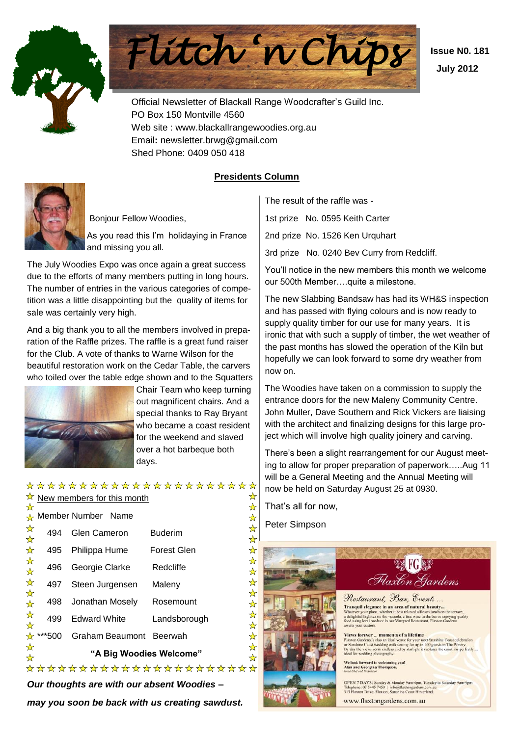# Flitch 'n Chips

**Issue N0. 181**

**July 2012**

Official Newsletter of Blackall Range Woodcrafter's Guild Inc.
PO Box 150 Montville 4560
Web site : www.blackallrangewoodies.org.au
Email: newsletter.brwg@gmail.com
Shed Phone: 0409 050 418

## Presidents Column

Bonjour Fellow Woodies,

As you read this I'm holidaying in France and missing you all.

The July Woodies Expo was once again a great success due to the efforts of many members putting in long hours. The number of entries in the various categories of competition was a little disappointing but the quality of items for sale was certainly very high.

And a big thank you to all the members involved in preparation of the Raffle prizes. The raffle is a great fund raiser for the Club. A vote of thanks to Warne Wilson for the beautiful restoration work on the Cedar Table, the carvers who toiled over the table edge shown and to the Squatters Chair Team who keep turning out magnificent chairs. And a special thanks to Ray Bryant who became a coast resident for the weekend and slaved over a hot barbeque both days.

The result of the raffle was -

1st prize No. 0595 Keith Carter

2nd prize No. 1526 Ken Urquhart

3rd prize No. 0240 Bev Curry from Redcliff.

You'll notice in the new members this month we welcome our 500th Member….quite a milestone.

The new Slabbing Bandsaw has had its WH&S inspection and has passed with flying colours and is now ready to supply quality timber for our use for many years. It is ironic that with such a supply of timber, the wet weather of the past months has slowed the operation of the Kiln but hopefully we can look forward to some dry weather from now on.

The Woodies have taken on a commission to supply the entrance doors for the new Maleny Community Centre. John Muller, Dave Southern and Rick Vickers are liaising with the architect and finalizing designs for this large project which will involve high quality joinery and carving.

There's been a slight rearrangement for our August meeting to allow for proper preparation of paperwork…..Aug 11 will be a General Meeting and the Annual Meeting will now be held on Saturday August 25 at 0930.

That's all for now,

Peter Simpson

New members for this month

| Member Number | Name | |
|---|---|---|
| 494 | Glen Cameron | Buderim |
| 495 | Philippa Hume | Forest Glen |
| 496 | Georgie Clarke | Redcliffe |
| 497 | Steen Jurgensen | Maleny |
| 498 | Jonathan Mosely | Rosemount |
| 499 | Edward White | Landsborough |
| ***500 | Graham Beaumont | Beerwah |

**"A Big Woodies Welcome"**

***Our thoughts are with our absent Woodies – may you soon be back with us creating sawdust.***

Flaxton Gardens

Restaurant, Bar, Events …

Tranquil elegance in an area of natural beauty…
Whatever your plans, whether it be a relaxed alfresco lunch on the terrace, a delightful high tea on the veranda, a fine wine in the bar or enjoying quality food using local produce in our Vineyard Restaurant, Flaxton Gardens awaits your custom.

Views forever … moments of a lifetime
Flaxton Gardens is also an ideal venue for your next Sunshine Coast celebration or Sunshine Coast wedding with seating for up to 160 guests in The Winery. By day the views seem endless and by starlight it captures the coastline perfectly … ideal for wedding photography.

We look forward to welcoming you!
Alan and Georgina Thompson.

OPEN 7 DAYS: Sunday & Monday 9am-4pm, Tuesday to Saturday 9am-9pm
Telephone: 07 5445 7450 | info@flaxtongardens.com.au
313 Flaxton Drive, Flaxton, Sunshine Coast Hinterland.

www.flaxtongardens.com.au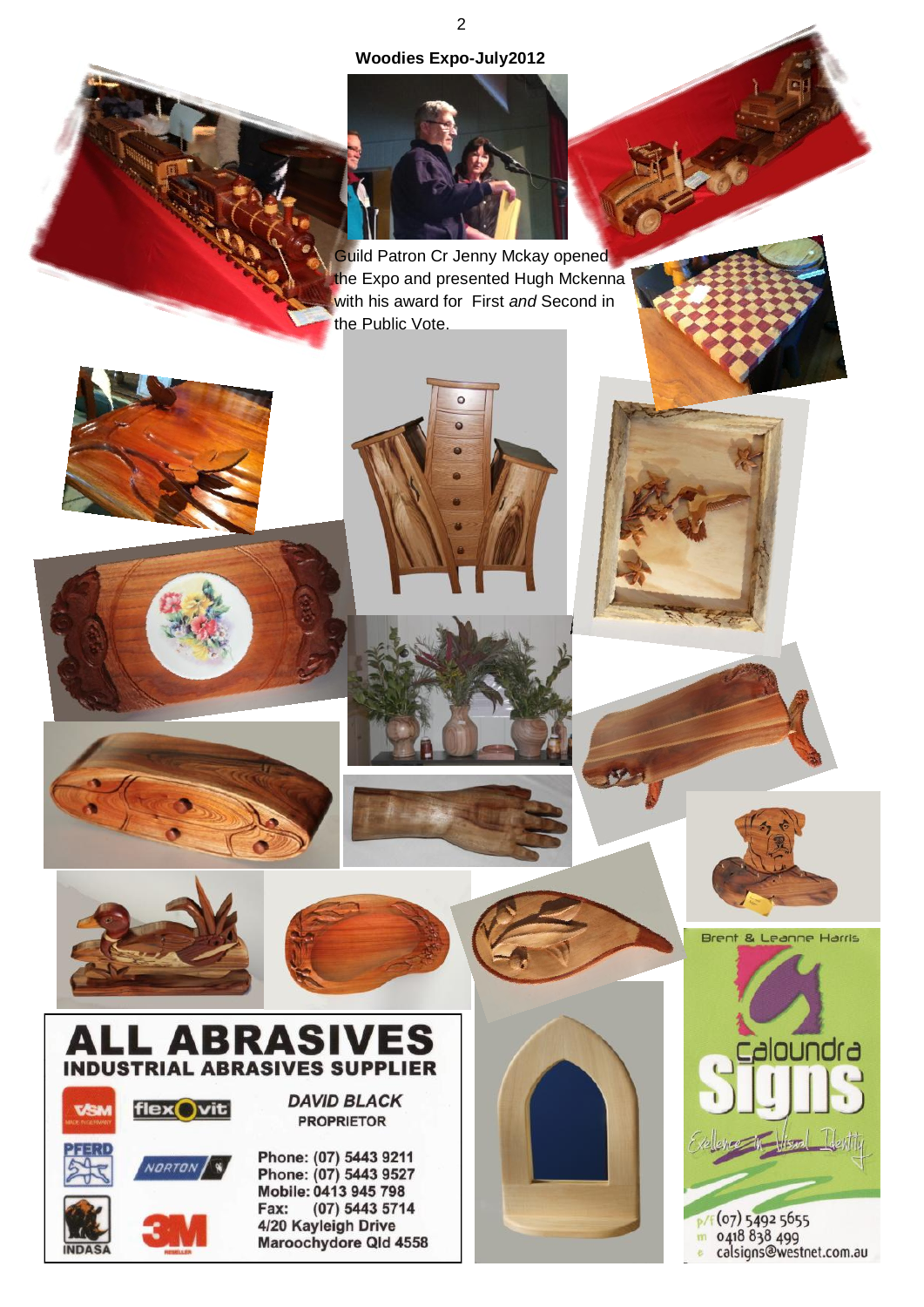## Woodies Expo-July2012

Guild Patron Cr Jenny Mckay opened the Expo and presented Hugh Mckenna with his award for First *and* Second in the Public Vote.

**ALL ABRASIVES**
**INDUSTRIAL ABRASIVES SUPPLIER**

VSM · flexovit · PFERD · NORTON · INDASA · 3M

***DAVID BLACK***
**PROPRIETOR**

**Phone: (07) 5443 9211**
**Phone: (07) 5443 9527**
**Mobile: 0413 945 798**
**Fax: (07) 5443 5714**
**4/20 Kayleigh Drive**
**Maroochydore Qld 4558**

Brent & Leanne Harris

**Caloundra Signs**

Excellence in Visual Identity

p/f (07) 5492 5655
m 0418 838 499
e calsigns@westnet.com.au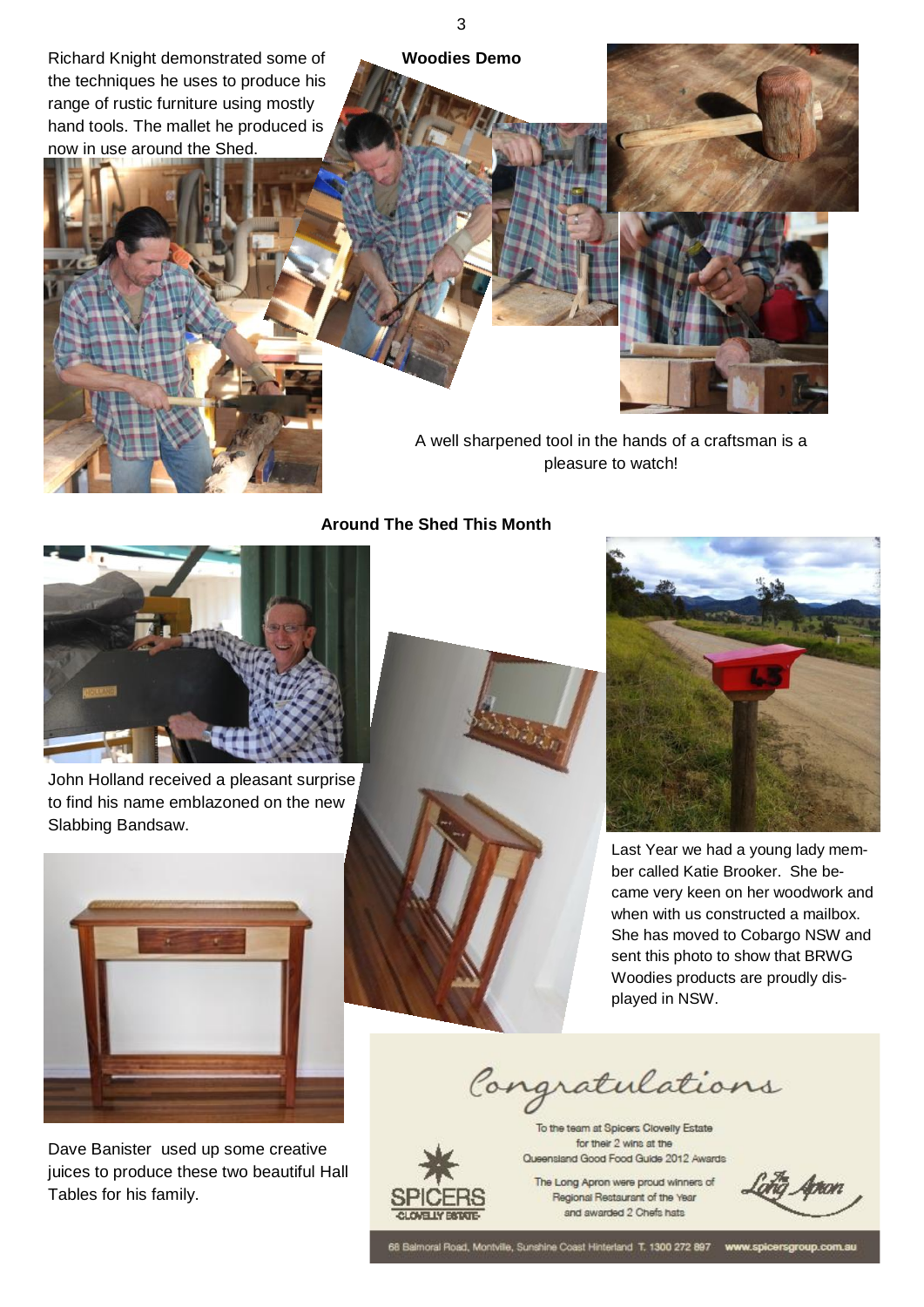## Woodies Demo

Richard Knight demonstrated some of the techniques he uses to produce his range of rustic furniture using mostly hand tools. The mallet he produced is now in use around the Shed.

A well sharpened tool in the hands of a craftsman is a pleasure to watch!

## Around The Shed This Month

John Holland received a pleasant surprise to find his name emblazoned on the new Slabbing Bandsaw.

Dave Banister used up some creative juices to produce these two beautiful Hall Tables for his family.

Last Year we had a young lady member called Katie Brooker. She became very keen on her woodwork and when with us constructed a mailbox. She has moved to Cobargo NSW and sent this photo to show that BRWG Woodies products are proudly displayed in NSW.

*Congratulations*

To the team at Spicers Clovelly Estate for their 2 wins at the Queensland Good Food Guide 2012 Awards

The Long Apron were proud winners of Regional Restaurant of the Year and awarded 2 Chefs hats

SPICERS CLOVELLY ESTATE

The Long Apron

68 Balmoral Road, Montville, Sunshine Coast Hinterland T. 1300 272 897 www.spicersgroup.com.au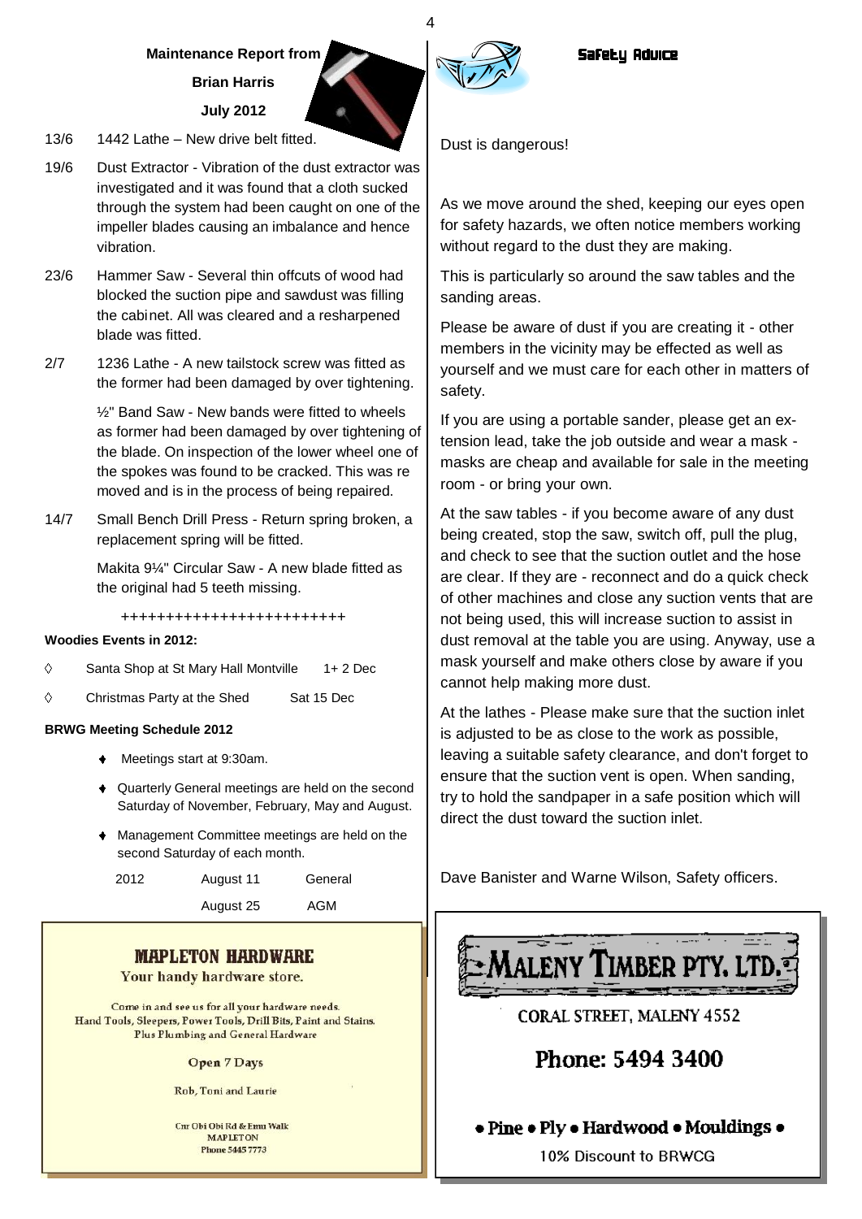## Maintenance Report from Brian Harris July 2012

13/6 1442 Lathe – New drive belt fitted.

19/6 Dust Extractor - Vibration of the dust extractor was investigated and it was found that a cloth sucked through the system had been caught on one of the impeller blades causing an imbalance and hence vibration.

23/6 Hammer Saw - Several thin offcuts of wood had blocked the suction pipe and sawdust was filling the cabinet. All was cleared and a resharpened blade was fitted.

2/7 1236 Lathe - A new tailstock screw was fitted as the former had been damaged by over tightening.

½" Band Saw - New bands were fitted to wheels as former had been damaged by over tightening of the blade. On inspection of the lower wheel one of the spokes was found to be cracked. This was re moved and is in the process of being repaired.

14/7 Small Bench Drill Press - Return spring broken, a replacement spring will be fitted.

Makita 9¼" Circular Saw - A new blade fitted as the original had 5 teeth missing.

+++++++++++++++++++++++++

**Woodies Events in 2012:**

- Santa Shop at St Mary Hall Montville 1+ 2 Dec
- Christmas Party at the Shed Sat 15 Dec

**BRWG Meeting Schedule 2012**

- Meetings start at 9:30am.
- Quarterly General meetings are held on the second Saturday of November, February, May and August.
- Management Committee meetings are held on the second Saturday of each month.

| 2012 | August 11 | General |
|---|---|---|
| | August 25 | AGM |

**MAPLETON HARDWARE**

Your handy hardware store.

Come in and see us for all your hardware needs.
Hand Tools, Sleepers, Power Tools, Drill Bits, Paint and Stains.
Plus Plumbing and General Hardware

Open 7 Days

Rob, Toni and Laurie

Cnr Obi Obi Rd & Emu Walk
MAPLETON
Phone 5445 7773

## Safety Advice

Dust is dangerous!

As we move around the shed, keeping our eyes open for safety hazards, we often notice members working without regard to the dust they are making.

This is particularly so around the saw tables and the sanding areas.

Please be aware of dust if you are creating it - other members in the vicinity may be effected as well as yourself and we must care for each other in matters of safety.

If you are using a portable sander, please get an extension lead, take the job outside and wear a mask - masks are cheap and available for sale in the meeting room - or bring your own.

At the saw tables - if you become aware of any dust being created, stop the saw, switch off, pull the plug, and check to see that the suction outlet and the hose are clear. If they are - reconnect and do a quick check of other machines and close any suction vents that are not being used, this will increase suction to assist in dust removal at the table you are using. Anyway, use a mask yourself and make others close by aware if you cannot help making more dust.

At the lathes - Please make sure that the suction inlet is adjusted to be as close to the work as possible, leaving a suitable safety clearance, and don't forget to ensure that the suction vent is open. When sanding, try to hold the sandpaper in a safe position which will direct the dust toward the suction inlet.

Dave Banister and Warne Wilson, Safety officers.

**MALENY TIMBER PTY. LTD.**

CORAL STREET, MALENY 4552

Phone: 5494 3400

• Pine • Ply • Hardwood • Mouldings •

10% Discount to BRWCG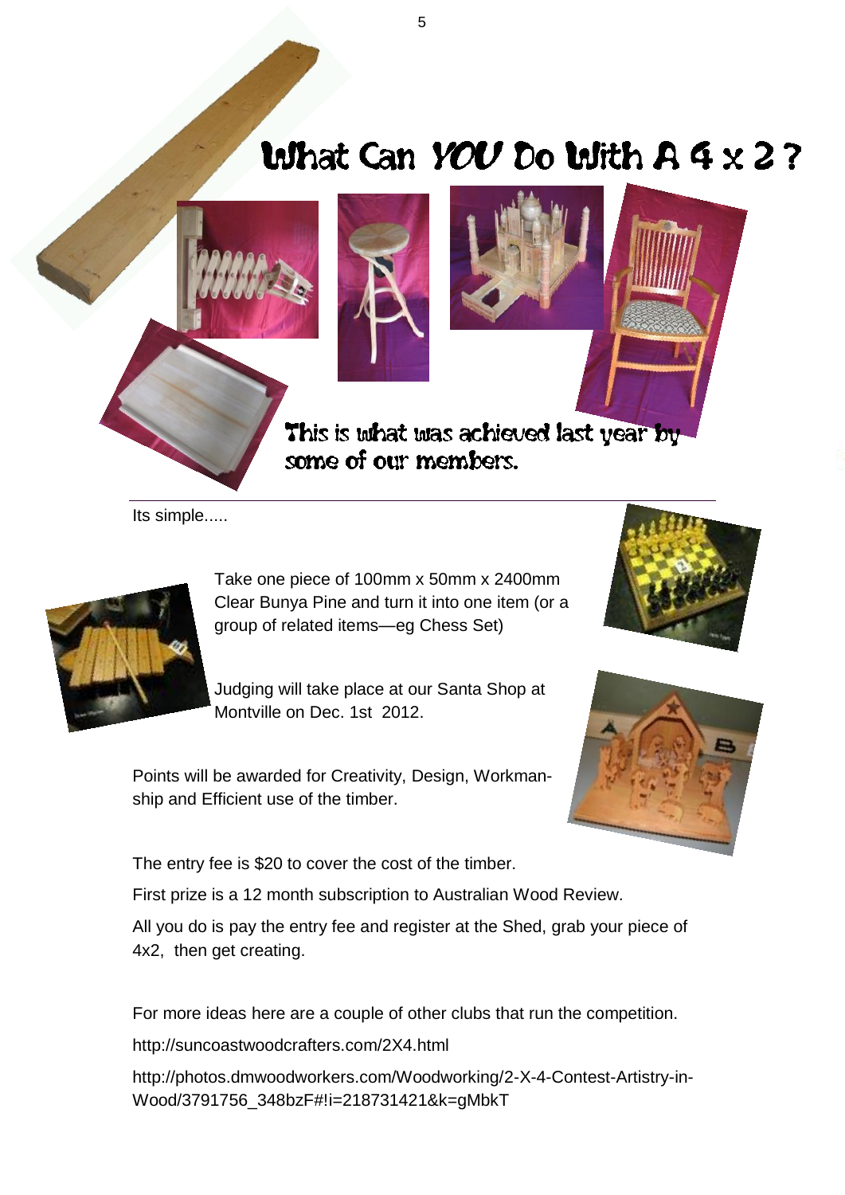# What Can *YOU* Do With A 4 x 2 ?

This is what was achieved last year by some of our members.

---

Its simple.....

Take one piece of 100mm x 50mm x 2400mm Clear Bunya Pine and turn it into one item (or a group of related items—eg Chess Set)

Judging will take place at our Santa Shop at Montville on Dec. 1st 2012.

Points will be awarded for Creativity, Design, Workmanship and Efficient use of the timber.

The entry fee is $20 to cover the cost of the timber.

First prize is a 12 month subscription to Australian Wood Review.

All you do is pay the entry fee and register at the Shed, grab your piece of 4x2, then get creating.

For more ideas here are a couple of other clubs that run the competition.

http://suncoastwoodcrafters.com/2X4.html

http://photos.dmwoodworkers.com/Woodworking/2-X-4-Contest-Artistry-in-Wood/3791756_348bzF#!i=218731421&k=gMbkT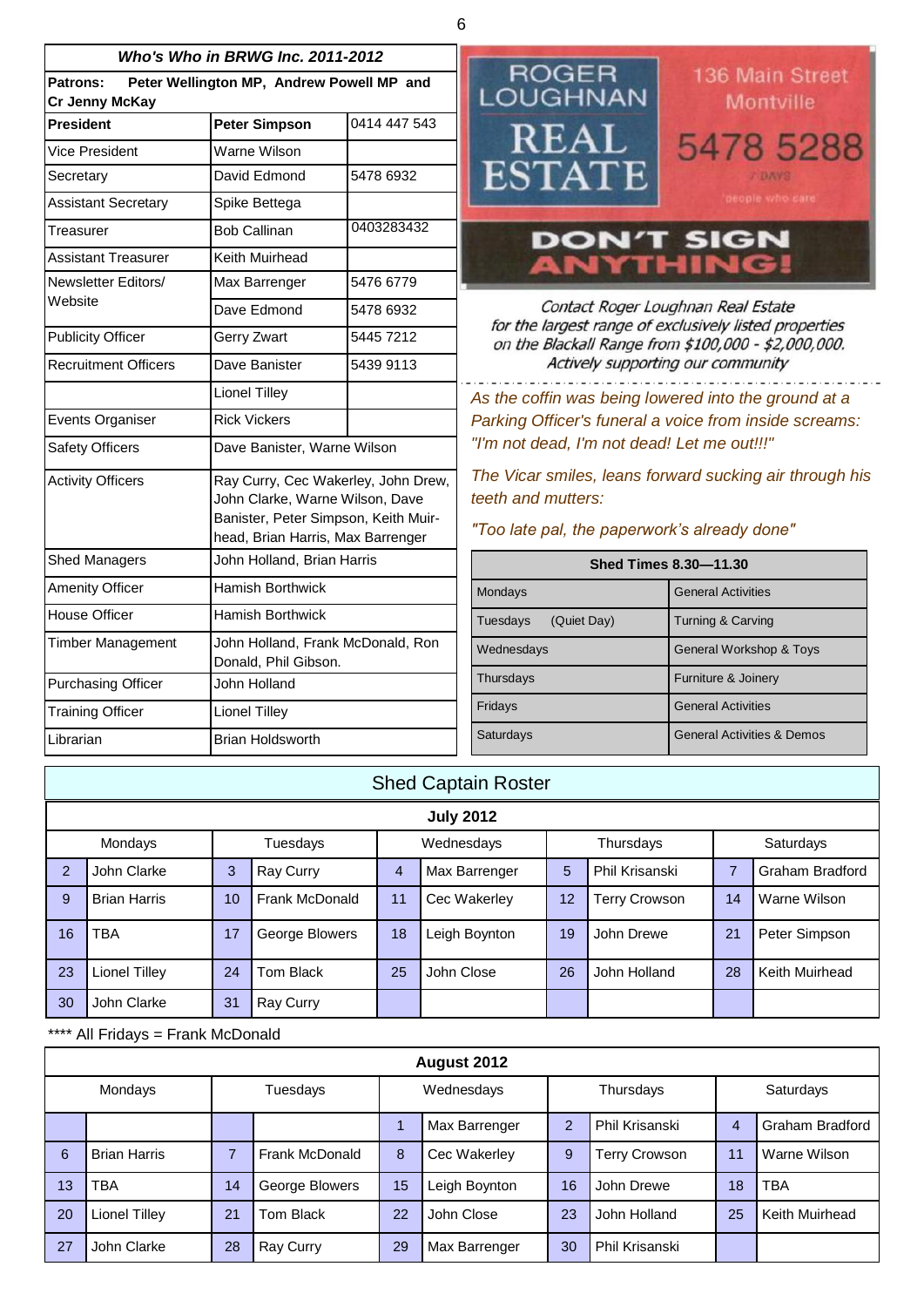## *Who's Who in BRWG Inc. 2011-2012*

**Patrons: Peter Wellington MP, Andrew Powell MP and Cr Jenny McKay**

| | | |
|---|---|---|
| **President** | **Peter Simpson** | 0414 447 543 |
| Vice President | Warne Wilson | |
| Secretary | David Edmond | 5478 6932 |
| Assistant Secretary | Spike Bettega | |
| Treasurer | Bob Callinan | 0403283432 |
| Assistant Treasurer | Keith Muirhead | |
| Newsletter Editors/ Website | Max Barrenger | 5476 6779 |
| | Dave Edmond | 5478 6932 |
| Publicity Officer | Gerry Zwart | 5445 7212 |
| Recruitment Officers | Dave Banister | 5439 9113 |
| | Lionel Tilley | |
| Events Organiser | Rick Vickers | |
| Safety Officers | Dave Banister, Warne Wilson | |
| Activity Officers | Ray Curry, Cec Wakerley, John Drew, John Clarke, Warne Wilson, Dave Banister, Peter Simpson, Keith Muirhead, Brian Harris, Max Barrenger | |
| Shed Managers | John Holland, Brian Harris | |
| Amenity Officer | Hamish Borthwick | |
| House Officer | Hamish Borthwick | |
| Timber Management | John Holland, Frank McDonald, Ron Donald, Phil Gibson. | |
| Purchasing Officer | John Holland | |
| Training Officer | Lionel Tilley | |
| Librarian | Brian Holdsworth | |

ROGER LOUGHNAN REAL ESTATE

136 Main Street Montville

5478 5288

7 DAYS

people who care

DON'T SIGN ANYTHING!

*Contact Roger Loughnan Real Estate for the largest range of exclusively listed properties on the Blackall Range from $100,000 - $2,000,000. Actively supporting our community*

*As the coffin was being lowered into the ground at a Parking Officer's funeral a voice from inside screams: "I'm not dead, I'm not dead! Let me out!!!"*

*The Vicar smiles, leans forward sucking air through his teeth and mutters:*

*"Too late pal, the paperwork's already done"*

| **Shed Times 8.30—11.30** | |
|---|---|
| Mondays | General Activities |
| Tuesdays (Quiet Day) | Turning & Carving |
| Wednesdays | General Workshop & Toys |
| Thursdays | Furniture & Joinery |
| Fridays | General Activities |
| Saturdays | General Activities & Demos |

## Shed Captain Roster

**July 2012**

| Mondays | | Tuesdays | | Wednesdays | | Thursdays | | Saturdays | |
|---|---|---|---|---|---|---|---|---|---|
| 2 | John Clarke | 3 | Ray Curry | 4 | Max Barrenger | 5 | Phil Krisanski | 7 | Graham Bradford |
| 9 | Brian Harris | 10 | Frank McDonald | 11 | Cec Wakerley | 12 | Terry Crowson | 14 | Warne Wilson |
| 16 | TBA | 17 | George Blowers | 18 | Leigh Boynton | 19 | John Drewe | 21 | Peter Simpson |
| 23 | Lionel Tilley | 24 | Tom Black | 25 | John Close | 26 | John Holland | 28 | Keith Muirhead |
| 30 | John Clarke | 31 | Ray Curry | | | | | | |

**** All Fridays = Frank McDonald

**August 2012**

| Mondays | | Tuesdays | | Wednesdays | | Thursdays | | Saturdays | |
|---|---|---|---|---|---|---|---|---|---|
| | | | | 1 | Max Barrenger | 2 | Phil Krisanski | 4 | Graham Bradford |
| 6 | Brian Harris | 7 | Frank McDonald | 8 | Cec Wakerley | 9 | Terry Crowson | 11 | Warne Wilson |
| 13 | TBA | 14 | George Blowers | 15 | Leigh Boynton | 16 | John Drewe | 18 | TBA |
| 20 | Lionel Tilley | 21 | Tom Black | 22 | John Close | 23 | John Holland | 25 | Keith Muirhead |
| 27 | John Clarke | 28 | Ray Curry | 29 | Max Barrenger | 30 | Phil Krisanski | | |